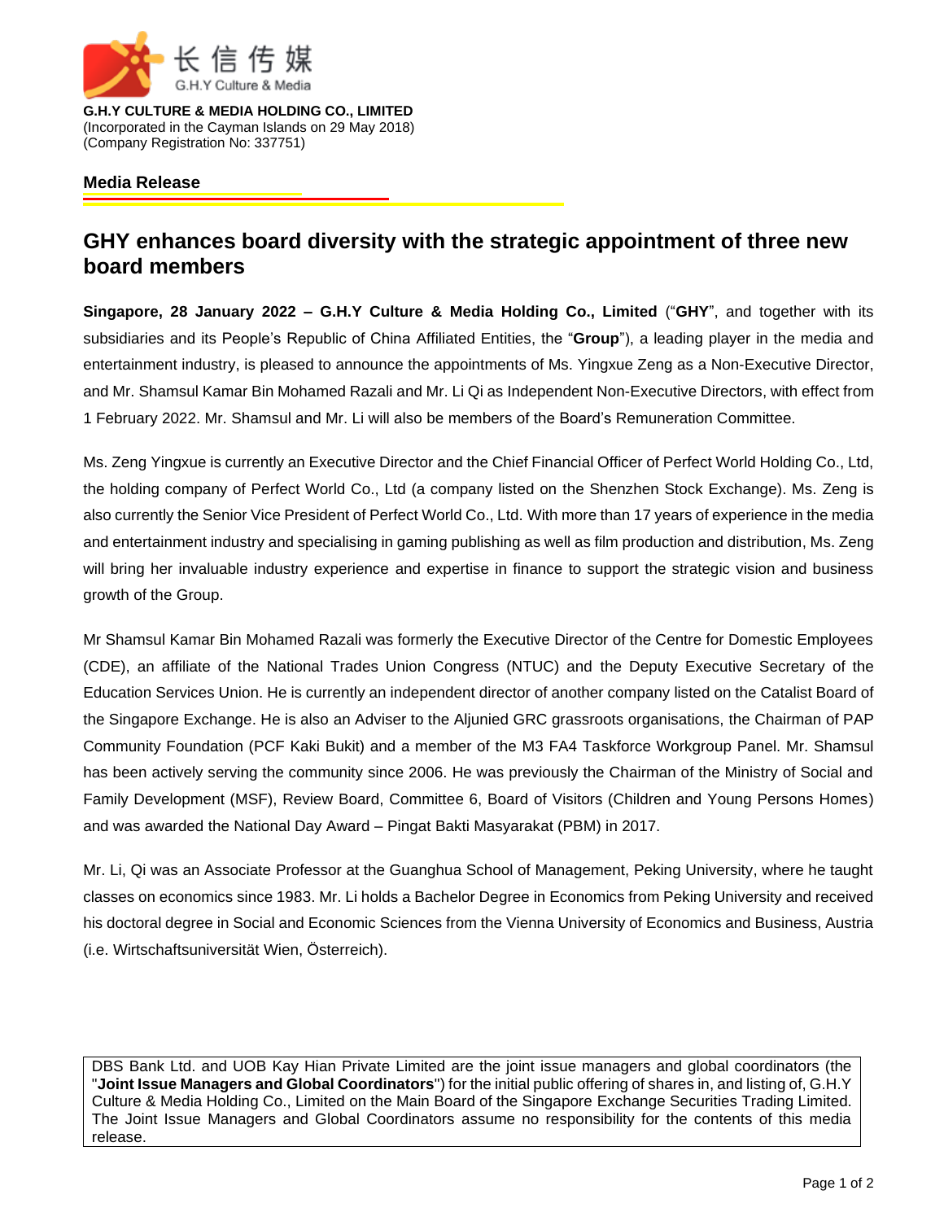长信传媒
G.H.Y Culture & Media

**G.H.Y CULTURE & MEDIA HOLDING CO., LIMITED**
(Incorporated in the Cayman Islands on 29 May 2018)
(Company Registration No: 337751)

**Media Release**

# GHY enhances board diversity with the strategic appointment of three new board members

**Singapore, 28 January 2022 – G.H.Y Culture & Media Holding Co., Limited** ("**GHY**", and together with its subsidiaries and its People's Republic of China Affiliated Entities, the "**Group**"), a leading player in the media and entertainment industry, is pleased to announce the appointments of Ms. Yingxue Zeng as a Non-Executive Director, and Mr. Shamsul Kamar Bin Mohamed Razali and Mr. Li Qi as Independent Non-Executive Directors, with effect from 1 February 2022. Mr. Shamsul and Mr. Li will also be members of the Board's Remuneration Committee.

Ms. Zeng Yingxue is currently an Executive Director and the Chief Financial Officer of Perfect World Holding Co., Ltd, the holding company of Perfect World Co., Ltd (a company listed on the Shenzhen Stock Exchange). Ms. Zeng is also currently the Senior Vice President of Perfect World Co., Ltd. With more than 17 years of experience in the media and entertainment industry and specialising in gaming publishing as well as film production and distribution, Ms. Zeng will bring her invaluable industry experience and expertise in finance to support the strategic vision and business growth of the Group.

Mr Shamsul Kamar Bin Mohamed Razali was formerly the Executive Director of the Centre for Domestic Employees (CDE), an affiliate of the National Trades Union Congress (NTUC) and the Deputy Executive Secretary of the Education Services Union. He is currently an independent director of another company listed on the Catalist Board of the Singapore Exchange. He is also an Adviser to the Aljunied GRC grassroots organisations, the Chairman of PAP Community Foundation (PCF Kaki Bukit) and a member of the M3 FA4 Taskforce Workgroup Panel. Mr. Shamsul has been actively serving the community since 2006. He was previously the Chairman of the Ministry of Social and Family Development (MSF), Review Board, Committee 6, Board of Visitors (Children and Young Persons Homes) and was awarded the National Day Award – Pingat Bakti Masyarakat (PBM) in 2017.

Mr. Li, Qi was an Associate Professor at the Guanghua School of Management, Peking University, where he taught classes on economics since 1983. Mr. Li holds a Bachelor Degree in Economics from Peking University and received his doctoral degree in Social and Economic Sciences from the Vienna University of Economics and Business, Austria (i.e. Wirtschaftsuniversität Wien, Österreich).

DBS Bank Ltd. and UOB Kay Hian Private Limited are the joint issue managers and global coordinators (the "**Joint Issue Managers and Global Coordinators**") for the initial public offering of shares in, and listing of, G.H.Y Culture & Media Holding Co., Limited on the Main Board of the Singapore Exchange Securities Trading Limited. The Joint Issue Managers and Global Coordinators assume no responsibility for the contents of this media release.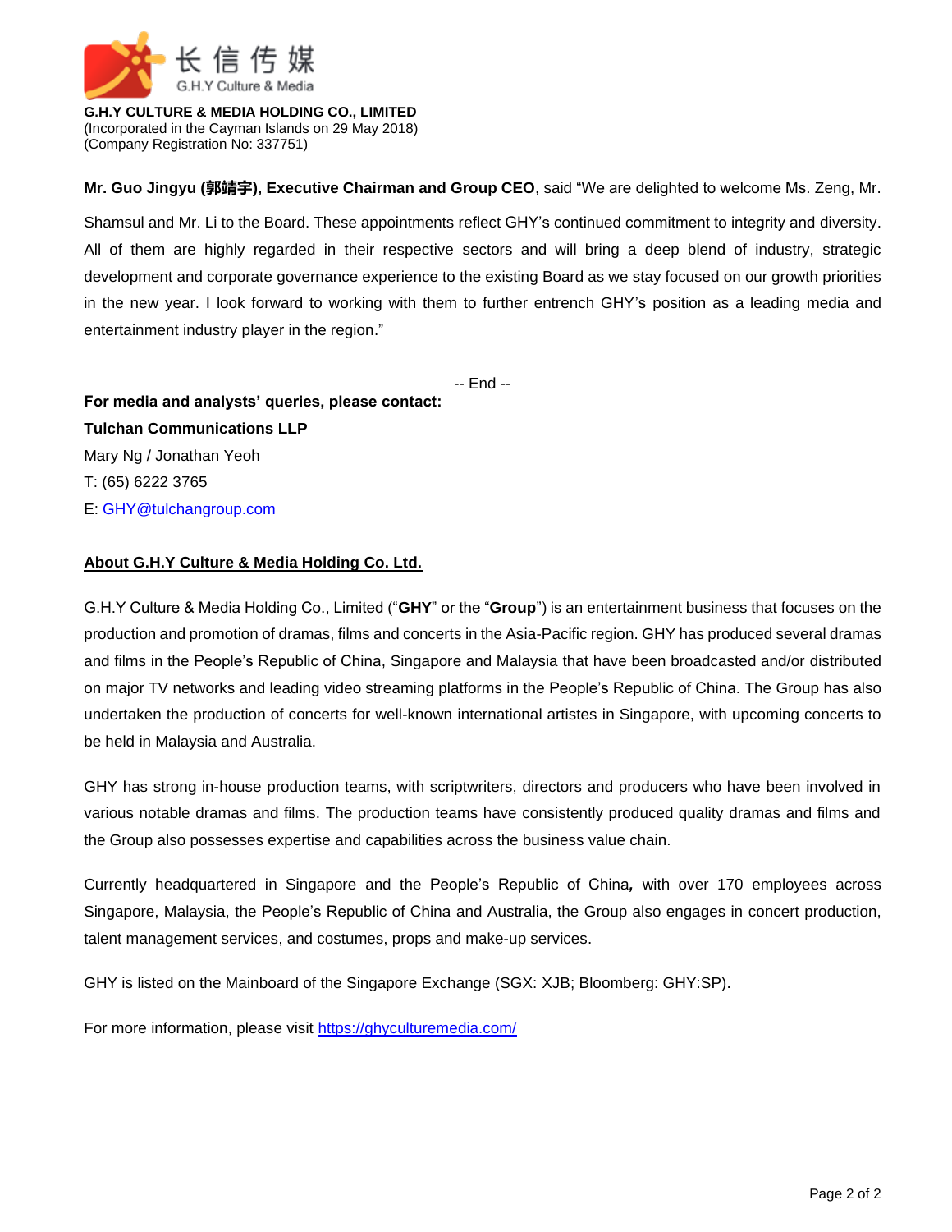长信传媒
G.H.Y Culture & Media

**G.H.Y CULTURE & MEDIA HOLDING CO., LIMITED**
(Incorporated in the Cayman Islands on 29 May 2018)
(Company Registration No: 337751)

**Mr. Guo Jingyu (郭靖宇), Executive Chairman and Group CEO**, said "We are delighted to welcome Ms. Zeng, Mr. Shamsul and Mr. Li to the Board. These appointments reflect GHY's continued commitment to integrity and diversity. All of them are highly regarded in their respective sectors and will bring a deep blend of industry, strategic development and corporate governance experience to the existing Board as we stay focused on our growth priorities in the new year. I look forward to working with them to further entrench GHY's position as a leading media and entertainment industry player in the region."

-- End --

**For media and analysts' queries, please contact:**

**Tulchan Communications LLP**

Mary Ng / Jonathan Yeoh

T: (65) 6222 3765

E: GHY@tulchangroup.com

## About G.H.Y Culture & Media Holding Co. Ltd.

G.H.Y Culture & Media Holding Co., Limited ("**GHY**" or the "**Group**") is an entertainment business that focuses on the production and promotion of dramas, films and concerts in the Asia-Pacific region. GHY has produced several dramas and films in the People's Republic of China, Singapore and Malaysia that have been broadcasted and/or distributed on major TV networks and leading video streaming platforms in the People's Republic of China. The Group has also undertaken the production of concerts for well-known international artistes in Singapore, with upcoming concerts to be held in Malaysia and Australia.

GHY has strong in-house production teams, with scriptwriters, directors and producers who have been involved in various notable dramas and films. The production teams have consistently produced quality dramas and films and the Group also possesses expertise and capabilities across the business value chain.

Currently headquartered in Singapore and the People's Republic of China, with over 170 employees across Singapore, Malaysia, the People's Republic of China and Australia, the Group also engages in concert production, talent management services, and costumes, props and make-up services.

GHY is listed on the Mainboard of the Singapore Exchange (SGX: XJB; Bloomberg: GHY:SP).

For more information, please visit https://ghyculturemedia.com/